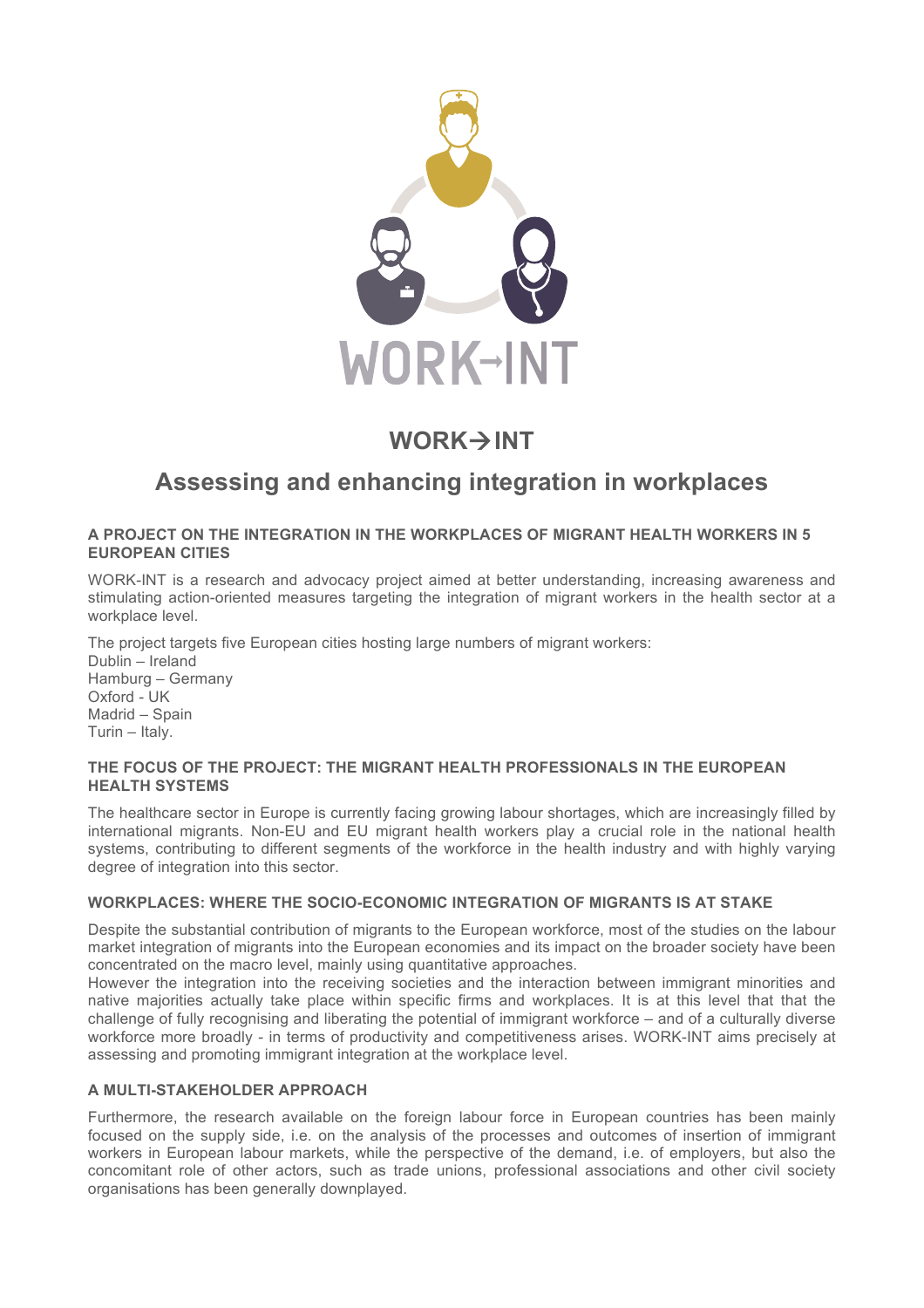# WORK→INT

## Assessing and enhancing integration in workplaces

### A PROJECT ON THE INTEGRATION IN THE WORKPLACES OF MIGRANT HEALTH WORKERS IN 5 EUROPEAN CITIES

WORK-INT is a research and advocacy project aimed at better understanding, increasing awareness and stimulating action-oriented measures targeting the integration of migrant workers in the health sector at a workplace level.

The project targets five European cities hosting large numbers of migrant workers:
Dublin – Ireland
Hamburg – Germany
Oxford - UK
Madrid – Spain
Turin – Italy.

### THE FOCUS OF THE PROJECT: THE MIGRANT HEALTH PROFESSIONALS IN THE EUROPEAN HEALTH SYSTEMS

The healthcare sector in Europe is currently facing growing labour shortages, which are increasingly filled by international migrants. Non-EU and EU migrant health workers play a crucial role in the national health systems, contributing to different segments of the workforce in the health industry and with highly varying degree of integration into this sector.

### WORKPLACES: WHERE THE SOCIO-ECONOMIC INTEGRATION OF MIGRANTS IS AT STAKE

Despite the substantial contribution of migrants to the European workforce, most of the studies on the labour market integration of migrants into the European economies and its impact on the broader society have been concentrated on the macro level, mainly using quantitative approaches.
However the integration into the receiving societies and the interaction between immigrant minorities and native majorities actually take place within specific firms and workplaces. It is at this level that that the challenge of fully recognising and liberating the potential of immigrant workforce – and of a culturally diverse workforce more broadly - in terms of productivity and competitiveness arises. WORK-INT aims precisely at assessing and promoting immigrant integration at the workplace level.

### A MULTI-STAKEHOLDER APPROACH

Furthermore, the research available on the foreign labour force in European countries has been mainly focused on the supply side, i.e. on the analysis of the processes and outcomes of insertion of immigrant workers in European labour markets, while the perspective of the demand, i.e. of employers, but also the concomitant role of other actors, such as trade unions, professional associations and other civil society organisations has been generally downplayed.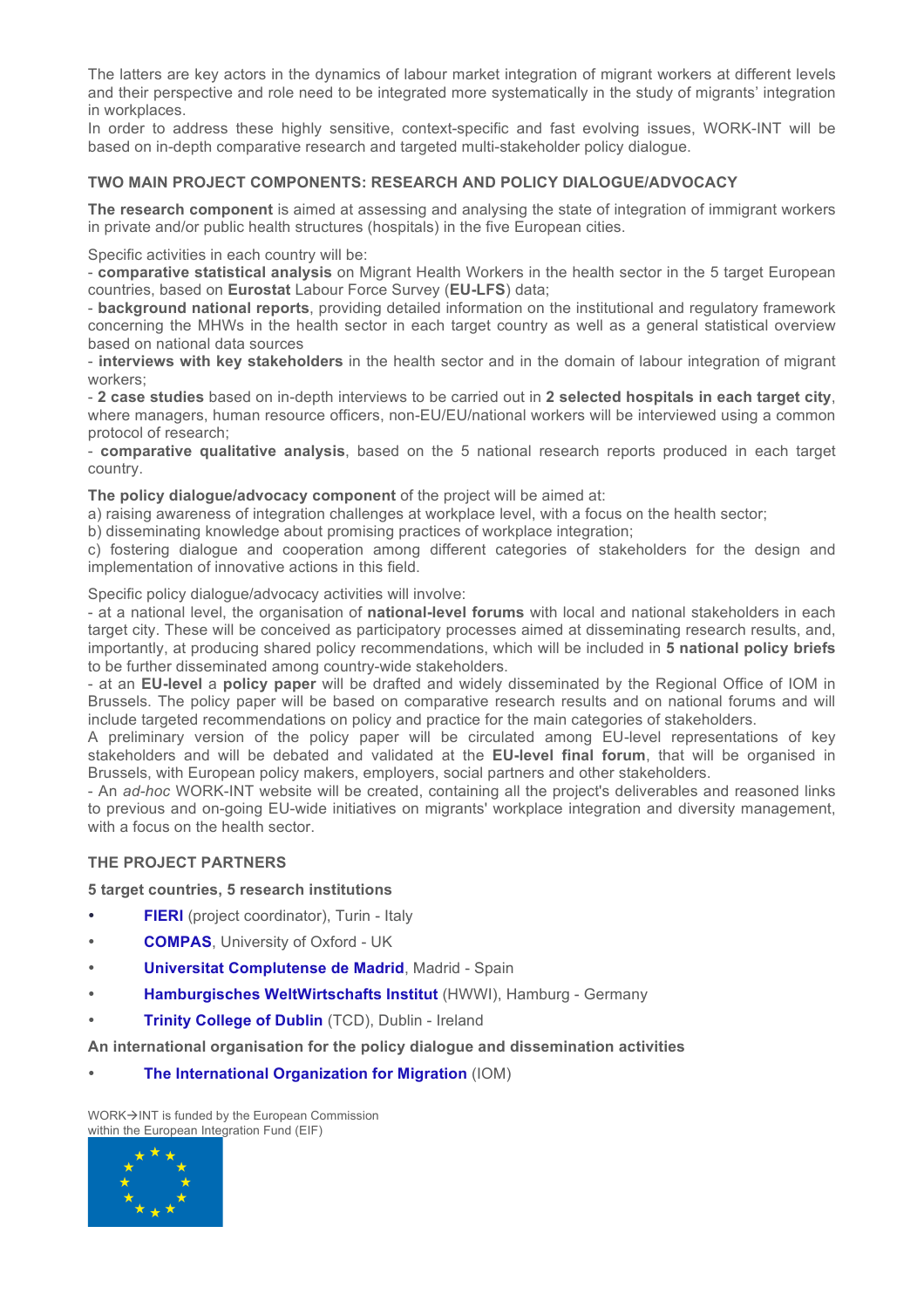The latters are key actors in the dynamics of labour market integration of migrant workers at different levels and their perspective and role need to be integrated more systematically in the study of migrants' integration in workplaces.

In order to address these highly sensitive, context-specific and fast evolving issues, WORK-INT will be based on in-depth comparative research and targeted multi-stakeholder policy dialogue.

## TWO MAIN PROJECT COMPONENTS: RESEARCH AND POLICY DIALOGUE/ADVOCACY

**The research component** is aimed at assessing and analysing the state of integration of immigrant workers in private and/or public health structures (hospitals) in the five European cities.

Specific activities in each country will be:

- **comparative statistical analysis** on Migrant Health Workers in the health sector in the 5 target European countries, based on **Eurostat** Labour Force Survey (**EU-LFS**) data;
- **background national reports**, providing detailed information on the institutional and regulatory framework concerning the MHWs in the health sector in each target country as well as a general statistical overview based on national data sources
- **interviews with key stakeholders** in the health sector and in the domain of labour integration of migrant workers;
- **2 case studies** based on in-depth interviews to be carried out in **2 selected hospitals in each target city**, where managers, human resource officers, non-EU/EU/national workers will be interviewed using a common protocol of research;
- **comparative qualitative analysis**, based on the 5 national research reports produced in each target country.

**The policy dialogue/advocacy component** of the project will be aimed at:

a) raising awareness of integration challenges at workplace level, with a focus on the health sector;
b) disseminating knowledge about promising practices of workplace integration;
c) fostering dialogue and cooperation among different categories of stakeholders for the design and implementation of innovative actions in this field.

Specific policy dialogue/advocacy activities will involve:

- at a national level, the organisation of **national-level forums** with local and national stakeholders in each target city. These will be conceived as participatory processes aimed at disseminating research results, and, importantly, at producing shared policy recommendations, which will be included in **5 national policy briefs** to be further disseminated among country-wide stakeholders.
- at an **EU-level** a **policy paper** will be drafted and widely disseminated by the Regional Office of IOM in Brussels. The policy paper will be based on comparative research results and on national forums and will include targeted recommendations on policy and practice for the main categories of stakeholders.
A preliminary version of the policy paper will be circulated among EU-level representations of key stakeholders and will be debated and validated at the **EU-level final forum**, that will be organised in Brussels, with European policy makers, employers, social partners and other stakeholders.
- An *ad-hoc* WORK-INT website will be created, containing all the project's deliverables and reasoned links to previous and on-going EU-wide initiatives on migrants' workplace integration and diversity management, with a focus on the health sector.

## THE PROJECT PARTNERS

**5 target countries, 5 research institutions**

- **FIERI** (project coordinator), Turin - Italy
- **COMPAS**, University of Oxford - UK
- **Universitat Complutense de Madrid**, Madrid - Spain
- **Hamburgisches WeltWirtschafts Institut** (HWWI), Hamburg - Germany
- **Trinity College of Dublin** (TCD), Dublin - Ireland

**An international organisation for the policy dialogue and dissemination activities**

- **The International Organization for Migration** (IOM)

WORK→INT is funded by the European Commission
within the European Integration Fund (EIF)